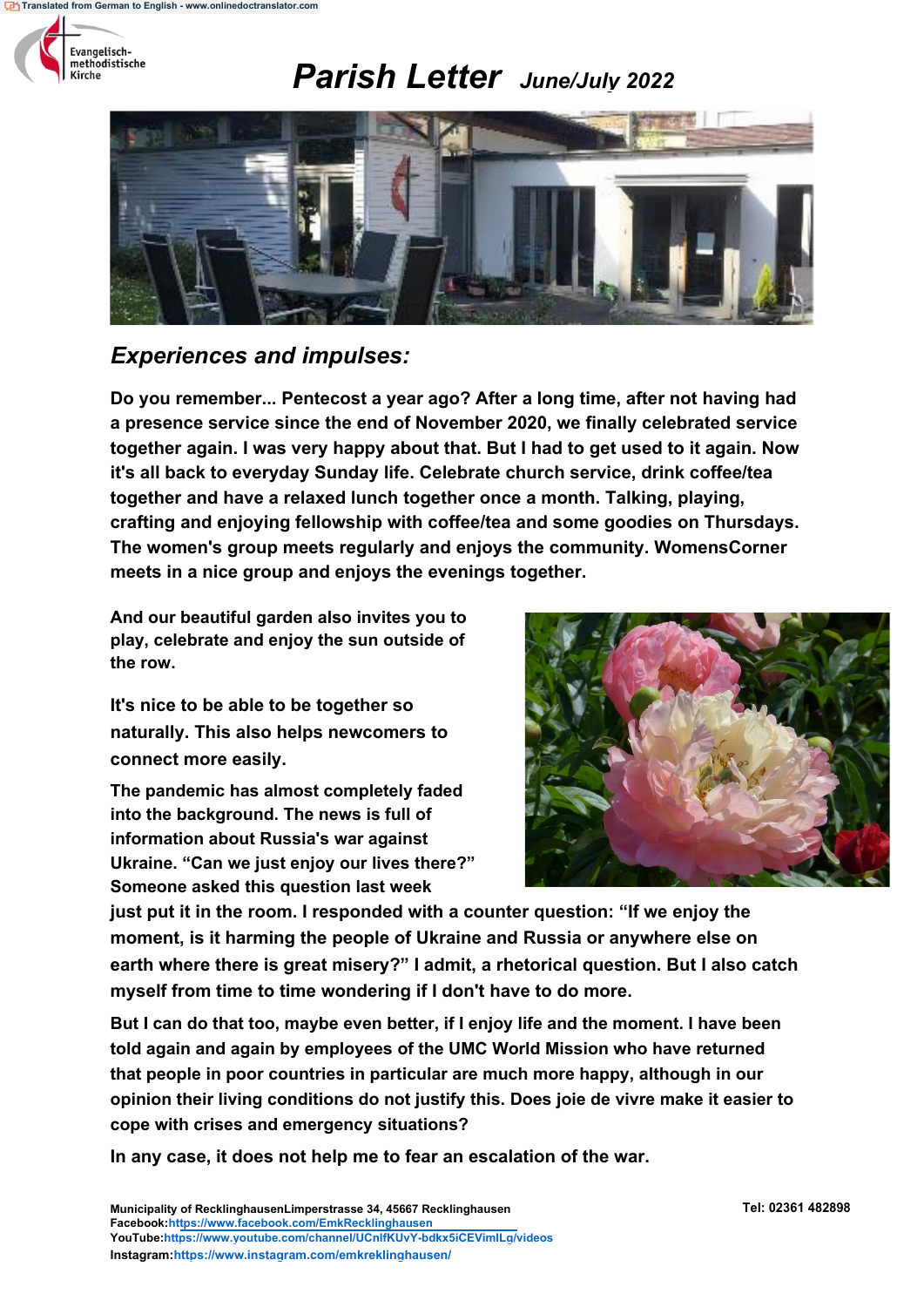# Parish Letter *June/July 2022*

## *Experiences and impulses:*

**Do you remember... Pentecost a year ago? After a long time, after not having had a presence service since the end of November 2020, we finally celebrated service together again. I was very happy about that. But I had to get used to it again. Now it's all back to everyday Sunday life. Celebrate church service, drink coffee/tea together and have a relaxed lunch together once a month. Talking, playing, crafting and enjoying fellowship with coffee/tea and some goodies on Thursdays. The women's group meets regularly and enjoys the community. WomensCorner meets in a nice group and enjoys the evenings together.**

**And our beautiful garden also invites you to play, celebrate and enjoy the sun outside of the row.**

**It's nice to be able to be together so naturally. This also helps newcomers to connect more easily.**

**The pandemic has almost completely faded into the background. The news is full of information about Russia's war against Ukraine. "Can we just enjoy our lives there?" Someone asked this question last week just put it in the room. I responded with a counter question: "If we enjoy the moment, is it harming the people of Ukraine and Russia or anywhere else on earth where there is great misery?" I admit, a rhetorical question. But I also catch myself from time to time wondering if I don't have to do more.**

**But I can do that too, maybe even better, if I enjoy life and the moment. I have been told again and again by employees of the UMC World Mission who have returned that people in poor countries in particular are much more happy, although in our opinion their living conditions do not justify this. Does joie de vivre make it easier to cope with crises and emergency situations?**

**In any case, it does not help me to fear an escalation of the war.**

**Municipality of RecklinghausenLimperstrasse 34, 45667 Recklinghausen** **Tel: 02361 482898**
**Facebook:**https://www.facebook.com/EmkRecklinghausen
**YouTube:**https://www.youtube.com/channel/UCnlfKUvY-bdkx5iCEVimlLg/videos
**Instagram:**https://www.instagram.com/emkreklinghausen/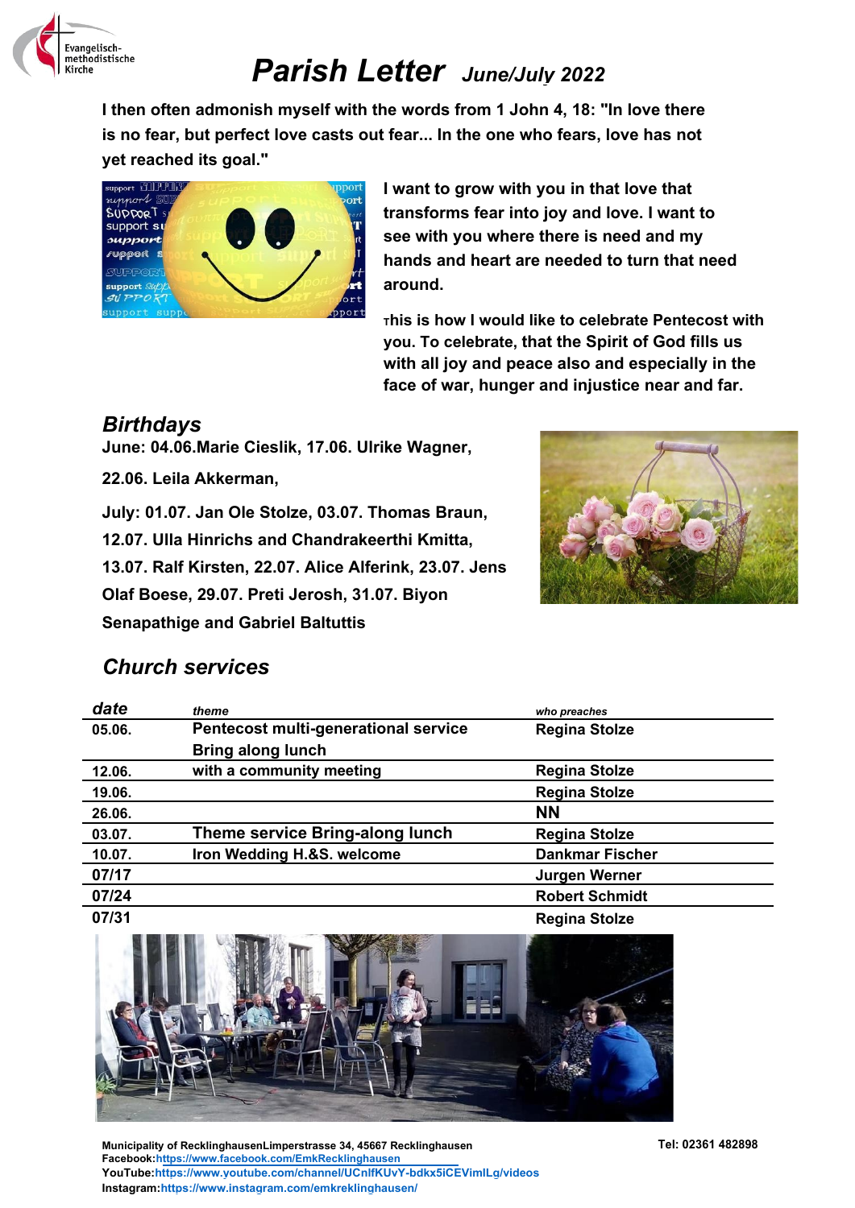# Parish Letter *June/July 2022*

I then often admonish myself with the words from 1 John 4, 18: "In love there is no fear, but perfect love casts out fear... In the one who fears, love has not yet reached its goal."

I want to grow with you in that love that transforms fear into joy and love. I want to see with you where there is need and my hands and heart are needed to turn that need around.

This is how I would like to celebrate Pentecost with you. To celebrate, that the Spirit of God fills us with all joy and peace also and especially in the face of war, hunger and injustice near and far.

## *Birthdays*

June: 04.06.Marie Cieslik, 17.06. Ulrike Wagner,

22.06. Leila Akkerman,

July: 01.07. Jan Ole Stolze, 03.07. Thomas Braun, 12.07. Ulla Hinrichs and Chandrakeerthi Kmitta, 13.07. Ralf Kirsten, 22.07. Alice Alferink, 23.07. Jens Olaf Boese, 29.07. Preti Jerosh, 31.07. Biyon Senapathige and Gabriel Baltuttis

## *Church services*

| date | theme | who preaches |
|---|---|---|
| 05.06. | Pentecost multi-generational service<br>Bring along lunch | Regina Stolze |
| 12.06. | with a community meeting | Regina Stolze |
| 19.06. | | Regina Stolze |
| 26.06. | | NN |
| 03.07. | Theme service Bring-along lunch | Regina Stolze |
| 10.07. | Iron Wedding H.&S. welcome | Dankmar Fischer |
| 07/17 | | Jurgen Werner |
| 07/24 | | Robert Schmidt |
| 07/31 | | Regina Stolze |

Municipality of RecklinghausenLimperstrasse 34, 45667 Recklinghausen Tel: 02361 482898
Facebook:https://www.facebook.com/EmkRecklinghausen
YouTube:https://www.youtube.com/channel/UCnlfKUvY-bdkx5iCEVimlLg/videos
Instagram:https://www.instagram.com/emkreklinghausen/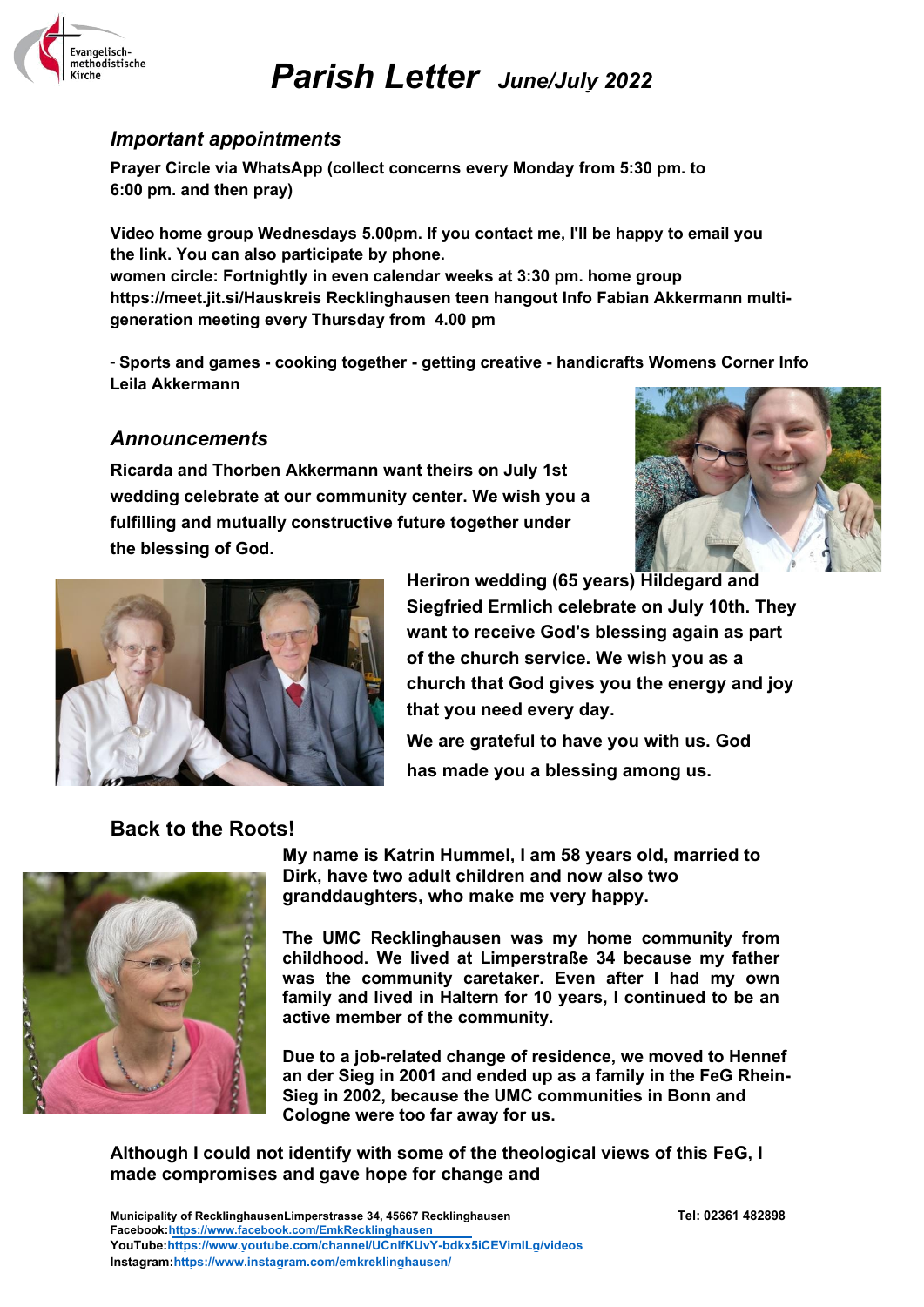# *Parish Letter* *June/July 2022*

### *Important appointments*

**Prayer Circle via WhatsApp (collect concerns every Monday from 5:30 pm. to 6:00 pm. and then pray)**

**Video home group Wednesdays 5.00pm. If you contact me, I'll be happy to email you the link. You can also participate by phone.**
**women circle: Fortnightly in even calendar weeks at 3:30 pm. home group https://meet.jit.si/Hauskreis Recklinghausen teen hangout Info Fabian Akkermann multi-generation meeting every Thursday from 4.00 pm**

- **Sports and games - cooking together - getting creative - handicrafts Womens Corner Info Leila Akkermann**

### *Announcements*

**Ricarda and Thorben Akkermann want theirs on July 1st wedding celebrate at our community center. We wish you a fulfilling and mutually constructive future together under the blessing of God.**

**Heriron wedding (65 years) Hildegard and Siegfried Ermlich celebrate on July 10th. They want to receive God's blessing again as part of the church service. We wish you as a church that God gives you the energy and joy that you need every day.**

**We are grateful to have you with us. God has made you a blessing among us.**

## Back to the Roots!

**My name is Katrin Hummel, I am 58 years old, married to Dirk, have two adult children and now also two granddaughters, who make me very happy.**

**The UMC Recklinghausen was my home community from childhood. We lived at Limperstraße 34 because my father was the community caretaker. Even after I had my own family and lived in Haltern for 10 years, I continued to be an active member of the community.**

**Due to a job-related change of residence, we moved to Hennef an der Sieg in 2001 and ended up as a family in the FeG Rhein-Sieg in 2002, because the UMC communities in Bonn and Cologne were too far away for us.**

**Although I could not identify with some of the theological views of this FeG, I made compromises and gave hope for change and**

**Municipality of RecklinghausenLimperstrasse 34, 45667 Recklinghausen** **Tel: 02361 482898**
**Facebook:**https://www.facebook.com/EmkRecklinghausen
**YouTube:**https://www.youtube.com/channel/UCnlfKUvY-bdkx5iCEVimlLg/videos
**Instagram:**https://www.instagram.com/emkreklinghausen/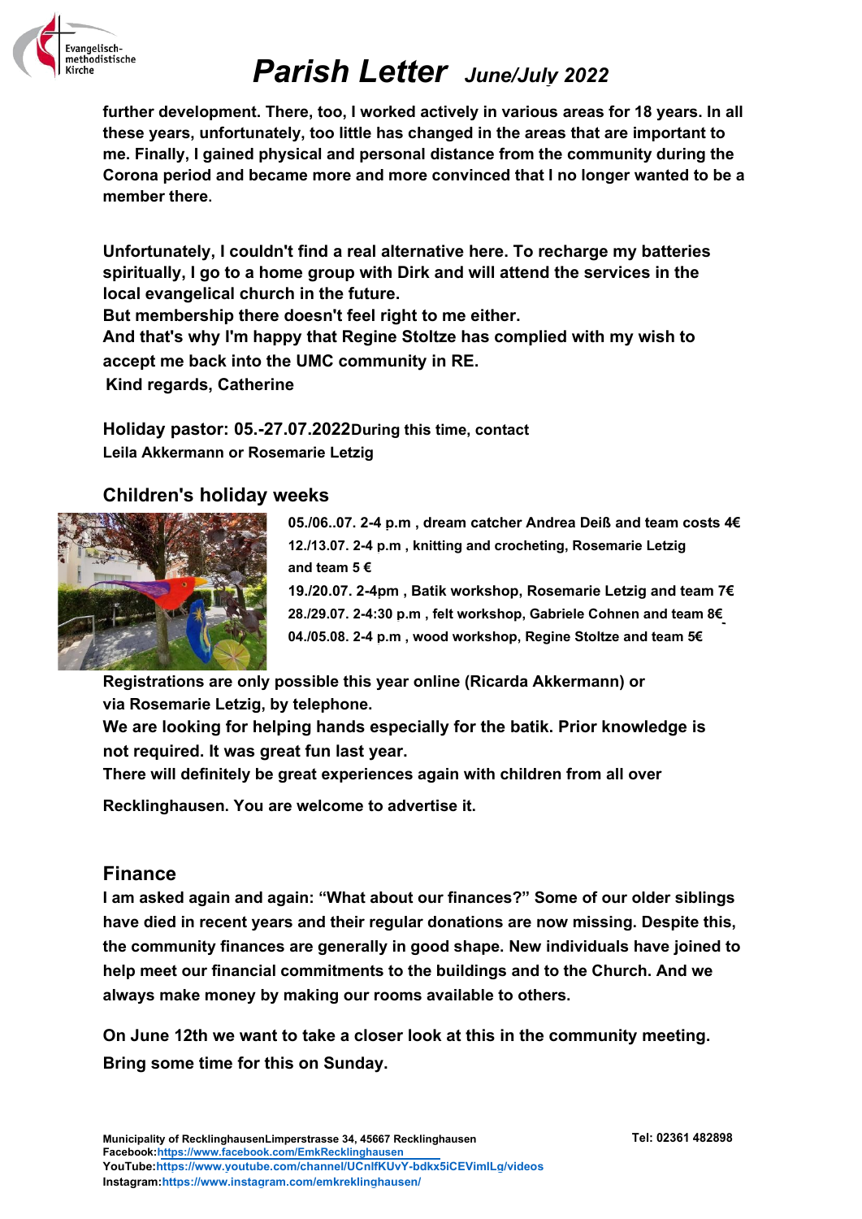**further development. There, too, I worked actively in various areas for 18 years. In all these years, unfortunately, too little has changed in the areas that are important to me. Finally, I gained physical and personal distance from the community during the Corona period and became more and more convinced that I no longer wanted to be a member there.**

**Unfortunately, I couldn't find a real alternative here. To recharge my batteries spiritually, I go to a home group with Dirk and will attend the services in the local evangelical church in the future.**
**But membership there doesn't feel right to me either.**
**And that's why I'm happy that Regine Stoltze has complied with my wish to accept me back into the UMC community in RE.**
**Kind regards, Catherine**

**Holiday pastor: 05.-27.07.2022 During this time, contact Leila Akkermann or Rosemarie Letzig**

## Children's holiday weeks

**05./06..07. 2-4 p.m , dream catcher Andrea Deiß and team costs 4€**
**12./13.07. 2-4 p.m , knitting and crocheting, Rosemarie Letzig and team 5 €**
**19./20.07. 2-4pm , Batik workshop, Rosemarie Letzig and team 7€**
**28./29.07. 2-4:30 p.m , felt workshop, Gabriele Cohnen and team 8€**
**04./05.08. 2-4 p.m , wood workshop, Regine Stoltze and team 5€**

**Registrations are only possible this year online (Ricarda Akkermann) or via Rosemarie Letzig, by telephone.**
**We are looking for helping hands especially for the batik. Prior knowledge is not required. It was great fun last year.**
**There will definitely be great experiences again with children from all over Recklinghausen. You are welcome to advertise it.**

## Finance

**I am asked again and again: "What about our finances?" Some of our older siblings have died in recent years and their regular donations are now missing. Despite this, the community finances are generally in good shape. New individuals have joined to help meet our financial commitments to the buildings and to the Church. And we always make money by making our rooms available to others.**

**On June 12th we want to take a closer look at this in the community meeting. Bring some time for this on Sunday.**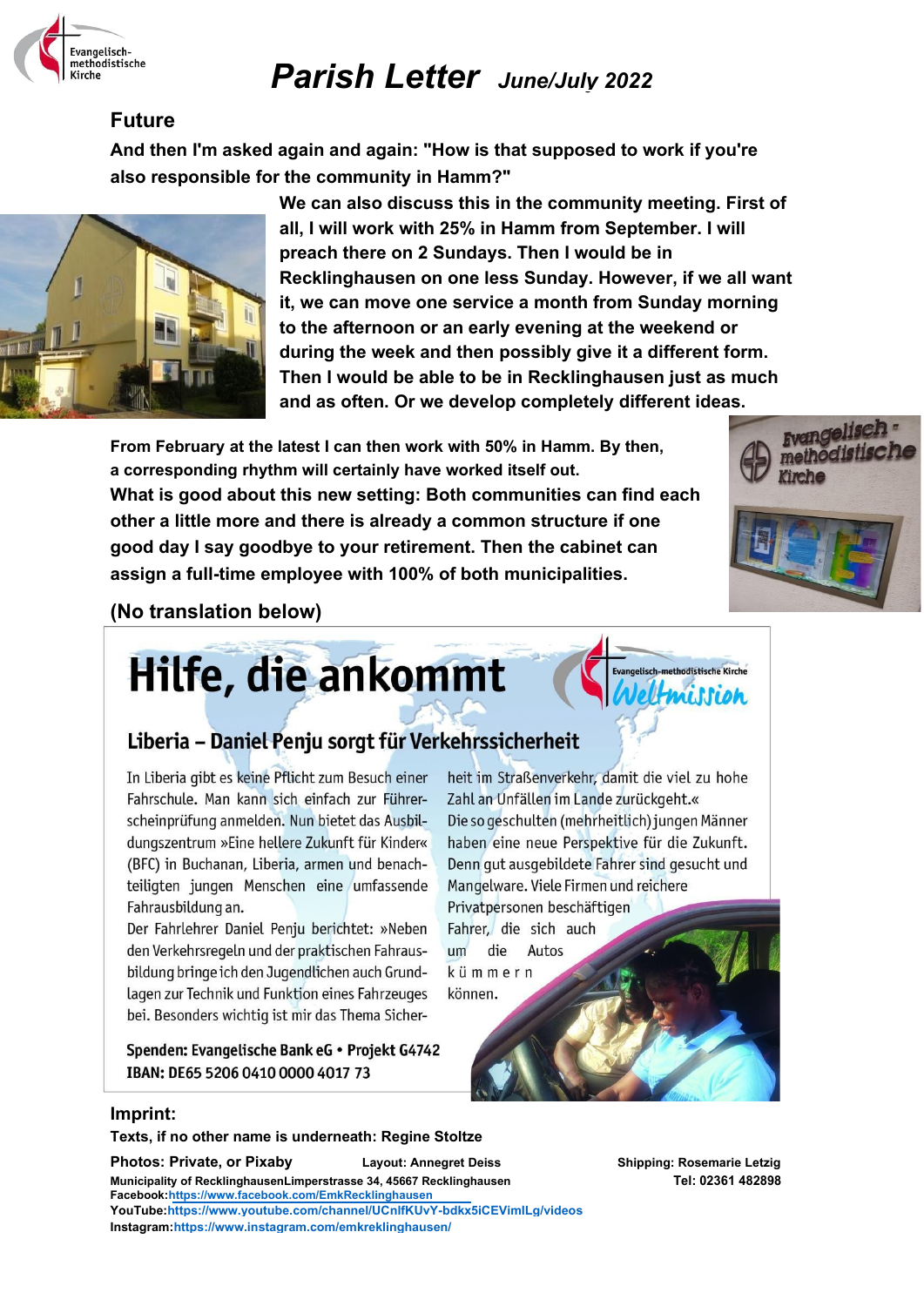# *Parish Letter* *June/July 2022*

## Future

**And then I'm asked again and again: "How is that supposed to work if you're also responsible for the community in Hamm?"**

**We can also discuss this in the community meeting. First of all, I will work with 25% in Hamm from September. I will preach there on 2 Sundays. Then I would be in Recklinghausen on one less Sunday. However, if we all want it, we can move one service a month from Sunday morning to the afternoon or an early evening at the weekend or during the week and then possibly give it a different form. Then I would be able to be in Recklinghausen just as much and as often. Or we develop completely different ideas.**

**From February at the latest I can then work with 50% in Hamm. By then, a corresponding rhythm will certainly have worked itself out.**
**What is good about this new setting: Both communities can find each other a little more and there is already a common structure if one good day I say goodbye to your retirement. Then the cabinet can assign a full-time employee with 100% of both municipalities.**

**(No translation below)**

# Hilfe, die ankommt

Evangelisch-methodistische Kirche *Weltmission*

## Liberia – Daniel Penju sorgt für Verkehrssicherheit

In Liberia gibt es keine Pflicht zum Besuch einer Fahrschule. Man kann sich einfach zur Führerscheinprüfung anmelden. Nun bietet das Ausbildungszentrum »Eine hellere Zukunft für Kinder« (BFC) in Buchanan, Liberia, armen und benachteiligten jungen Menschen eine umfassende Fahrausbildung an.

Der Fahrlehrer Daniel Penju berichtet: »Neben den Verkehrsregeln und der praktischen Fahrausbildung bringe ich den Jugendlichen auch Grundlagen zur Technik und Funktion eines Fahrzeuges bei. Besonders wichtig ist mir das Thema Sicherheit im Straßenverkehr, damit die viel zu hohe Zahl an Unfällen im Lande zurückgeht.«

Die so geschulten (mehrheitlich) jungen Männer haben eine neue Perspektive für die Zukunft. Denn gut ausgebildete Fahrer sind gesucht und Mangelware. Viele Firmen und reichere Privatpersonen beschäftigen Fahrer, die sich auch um die Autos kümmern können.

**Spenden: Evangelische Bank eG • Projekt G4742**
**IBAN: DE65 5206 0410 0000 4017 73**

**Imprint:**

**Texts, if no other name is underneath: Regine Stoltze**

**Photos: Private, or Pixaby** **Layout: Annegret Deiss** **Shipping: Rosemarie Letzig**

**Municipality of RecklinghausenLimperstrasse 34, 45667 Recklinghausen** **Tel: 02361 482898**
**Facebook:https://www.facebook.com/EmkRecklinghausen**
**YouTube:https://www.youtube.com/channel/UCnlfKUvY-bdkx5iCEVimlLg/videos**
**Instagram:https://www.instagram.com/emkreklinghausen/**